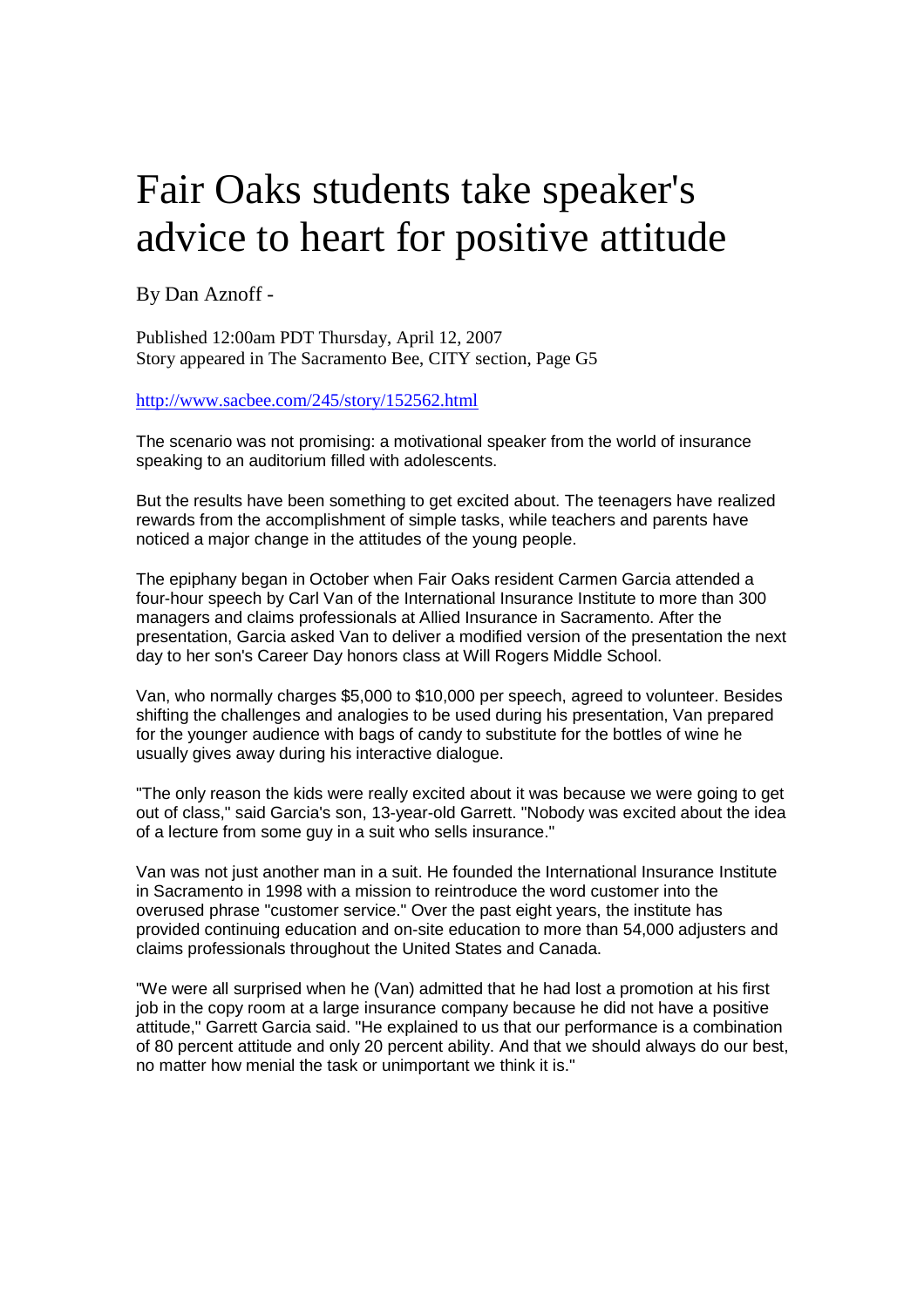# Fair Oaks students take speaker's advice to heart for positive attitude

By Dan Aznoff -

Published 12:00am PDT Thursday, April 12, 2007
Story appeared in The Sacramento Bee, CITY section, Page G5

http://www.sacbee.com/245/story/152562.html

The scenario was not promising: a motivational speaker from the world of insurance speaking to an auditorium filled with adolescents.

But the results have been something to get excited about. The teenagers have realized rewards from the accomplishment of simple tasks, while teachers and parents have noticed a major change in the attitudes of the young people.

The epiphany began in October when Fair Oaks resident Carmen Garcia attended a four-hour speech by Carl Van of the International Insurance Institute to more than 300 managers and claims professionals at Allied Insurance in Sacramento. After the presentation, Garcia asked Van to deliver a modified version of the presentation the next day to her son's Career Day honors class at Will Rogers Middle School.

Van, who normally charges $5,000 to $10,000 per speech, agreed to volunteer. Besides shifting the challenges and analogies to be used during his presentation, Van prepared for the younger audience with bags of candy to substitute for the bottles of wine he usually gives away during his interactive dialogue.

"The only reason the kids were really excited about it was because we were going to get out of class," said Garcia's son, 13-year-old Garrett. "Nobody was excited about the idea of a lecture from some guy in a suit who sells insurance."

Van was not just another man in a suit. He founded the International Insurance Institute in Sacramento in 1998 with a mission to reintroduce the word customer into the overused phrase "customer service." Over the past eight years, the institute has provided continuing education and on-site education to more than 54,000 adjusters and claims professionals throughout the United States and Canada.

"We were all surprised when he (Van) admitted that he had lost a promotion at his first job in the copy room at a large insurance company because he did not have a positive attitude," Garrett Garcia said. "He explained to us that our performance is a combination of 80 percent attitude and only 20 percent ability. And that we should always do our best, no matter how menial the task or unimportant we think it is."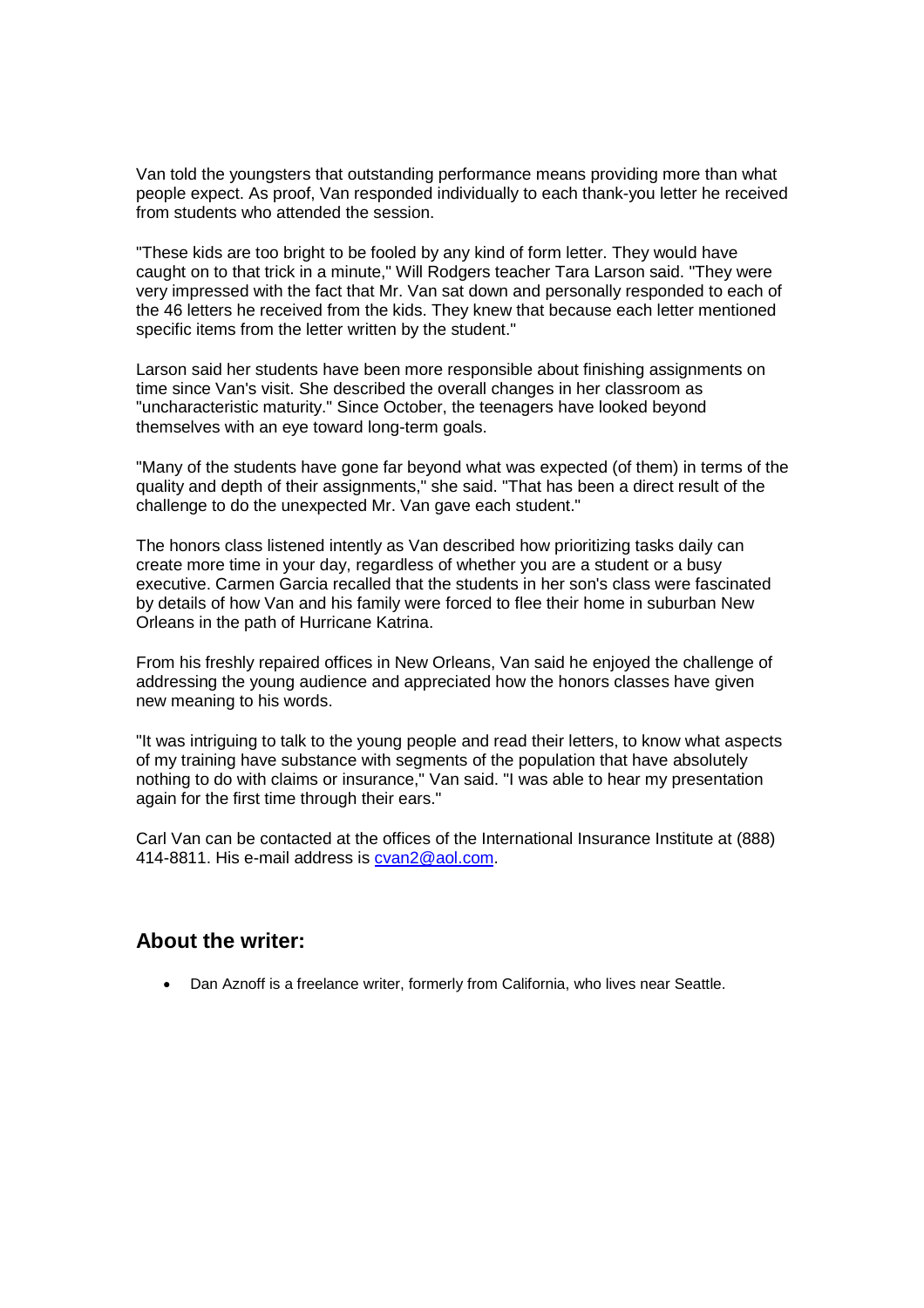Van told the youngsters that outstanding performance means providing more than what people expect. As proof, Van responded individually to each thank-you letter he received from students who attended the session.

"These kids are too bright to be fooled by any kind of form letter. They would have caught on to that trick in a minute," Will Rodgers teacher Tara Larson said. "They were very impressed with the fact that Mr. Van sat down and personally responded to each of the 46 letters he received from the kids. They knew that because each letter mentioned specific items from the letter written by the student."

Larson said her students have been more responsible about finishing assignments on time since Van's visit. She described the overall changes in her classroom as "uncharacteristic maturity." Since October, the teenagers have looked beyond themselves with an eye toward long-term goals.

"Many of the students have gone far beyond what was expected (of them) in terms of the quality and depth of their assignments," she said. "That has been a direct result of the challenge to do the unexpected Mr. Van gave each student."

The honors class listened intently as Van described how prioritizing tasks daily can create more time in your day, regardless of whether you are a student or a busy executive. Carmen Garcia recalled that the students in her son's class were fascinated by details of how Van and his family were forced to flee their home in suburban New Orleans in the path of Hurricane Katrina.

From his freshly repaired offices in New Orleans, Van said he enjoyed the challenge of addressing the young audience and appreciated how the honors classes have given new meaning to his words.

"It was intriguing to talk to the young people and read their letters, to know what aspects of my training have substance with segments of the population that have absolutely nothing to do with claims or insurance," Van said. "I was able to hear my presentation again for the first time through their ears."

Carl Van can be contacted at the offices of the International Insurance Institute at (888) 414-8811. His e-mail address is [cvan2@aol.com](mailto:cvan2@aol.com).

## About the writer:

- Dan Aznoff is a freelance writer, formerly from California, who lives near Seattle.